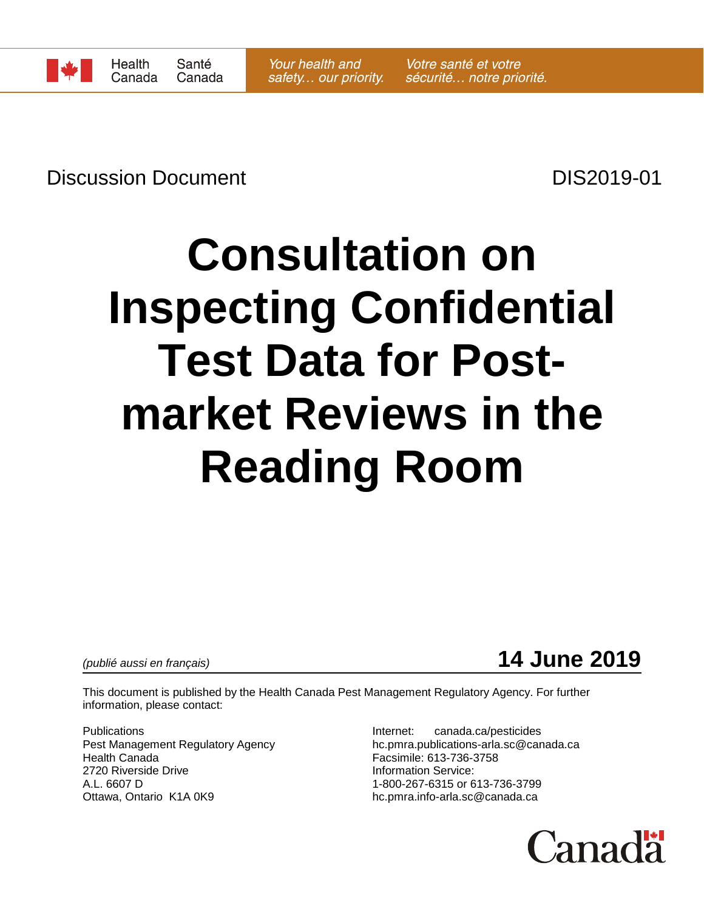Health Canada | Santé Canada

*Your health and safety… our priority.* *Votre santé et votre sécurité… notre priorité.*

Discussion Document DIS2019-01

# Consultation on Inspecting Confidential Test Data for Post-market Reviews in the Reading Room

*(publié aussi en français)*

**14 June 2019**

This document is published by the Health Canada Pest Management Regulatory Agency. For further information, please contact:

Publications
Pest Management Regulatory Agency
Health Canada
2720 Riverside Drive
A.L. 6607 D
Ottawa, Ontario K1A 0K9

Internet: canada.ca/pesticides
hc.pmra.publications-arla.sc@canada.ca
Facsimile: 613-736-3758
Information Service:
1-800-267-6315 or 613-736-3799
hc.pmra.info-arla.sc@canada.ca

Canada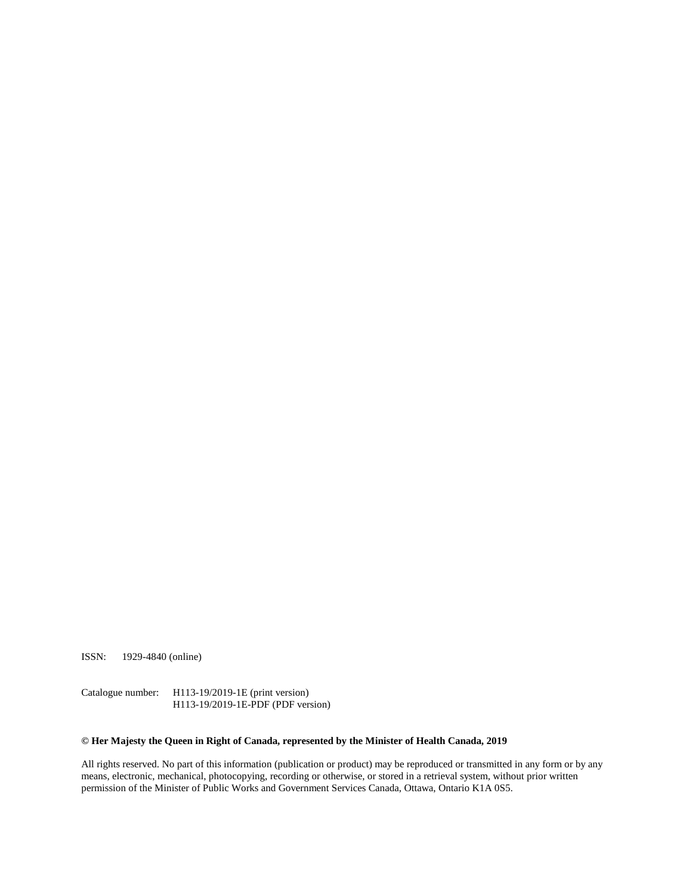ISSN: 1929-4840 (online)

Catalogue number: H113-19/2019-1E (print version)
H113-19/2019-1E-PDF (PDF version)

**© Her Majesty the Queen in Right of Canada, represented by the Minister of Health Canada, 2019**

All rights reserved. No part of this information (publication or product) may be reproduced or transmitted in any form or by any means, electronic, mechanical, photocopying, recording or otherwise, or stored in a retrieval system, without prior written permission of the Minister of Public Works and Government Services Canada, Ottawa, Ontario K1A 0S5.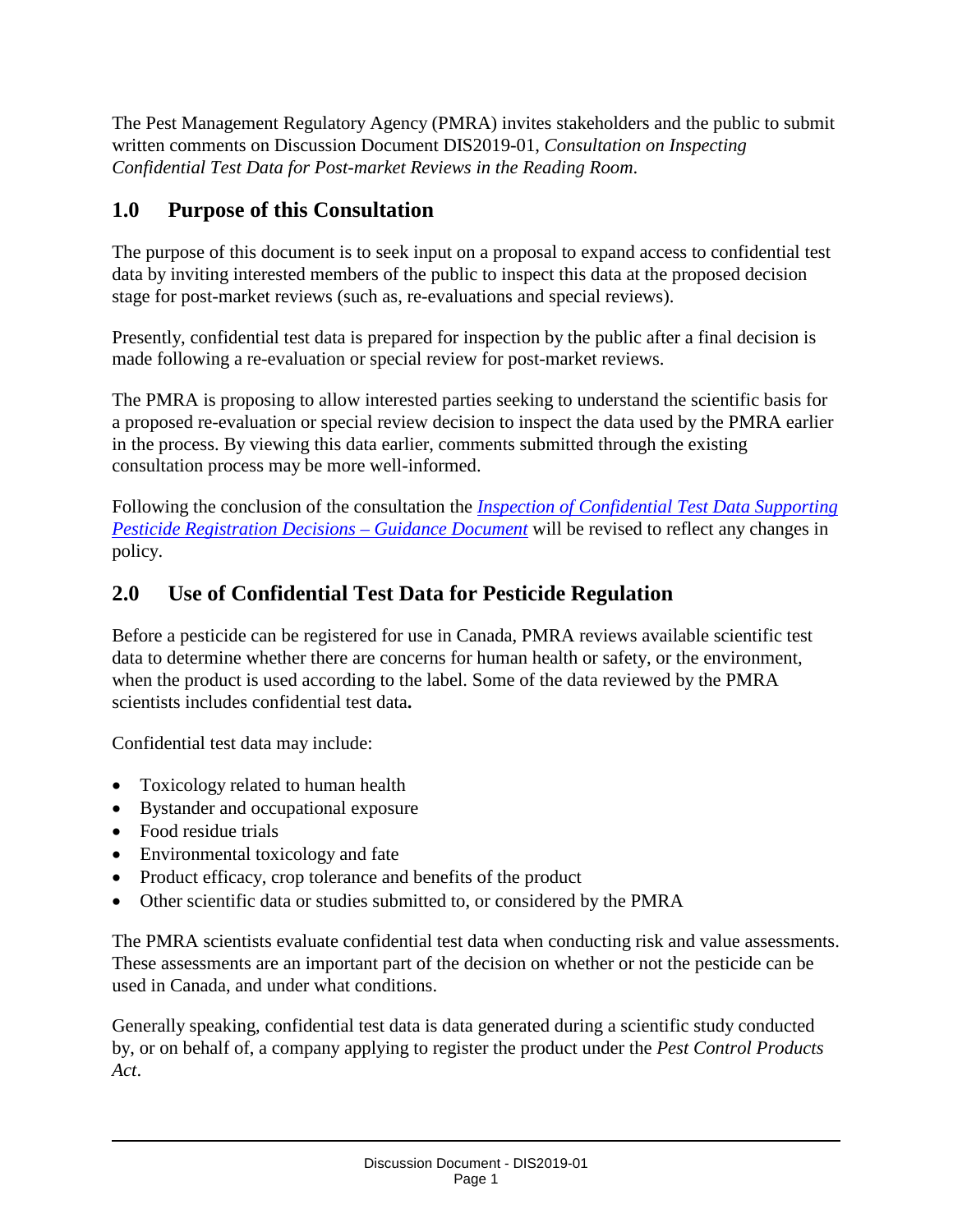The Pest Management Regulatory Agency (PMRA) invites stakeholders and the public to submit written comments on Discussion Document DIS2019-01, *Consultation on Inspecting Confidential Test Data for Post-market Reviews in the Reading Room*.

## 1.0 Purpose of this Consultation

The purpose of this document is to seek input on a proposal to expand access to confidential test data by inviting interested members of the public to inspect this data at the proposed decision stage for post-market reviews (such as, re-evaluations and special reviews).

Presently, confidential test data is prepared for inspection by the public after a final decision is made following a re-evaluation or special review for post-market reviews.

The PMRA is proposing to allow interested parties seeking to understand the scientific basis for a proposed re-evaluation or special review decision to inspect the data used by the PMRA earlier in the process. By viewing this data earlier, comments submitted through the existing consultation process may be more well-informed.

Following the conclusion of the consultation the *Inspection of Confidential Test Data Supporting Pesticide Registration Decisions – Guidance Document* will be revised to reflect any changes in policy.

## 2.0 Use of Confidential Test Data for Pesticide Regulation

Before a pesticide can be registered for use in Canada, PMRA reviews available scientific test data to determine whether there are concerns for human health or safety, or the environment, when the product is used according to the label. Some of the data reviewed by the PMRA scientists includes confidential test data**.**

Confidential test data may include:

- Toxicology related to human health
- Bystander and occupational exposure
- Food residue trials
- Environmental toxicology and fate
- Product efficacy, crop tolerance and benefits of the product
- Other scientific data or studies submitted to, or considered by the PMRA

The PMRA scientists evaluate confidential test data when conducting risk and value assessments. These assessments are an important part of the decision on whether or not the pesticide can be used in Canada, and under what conditions.

Generally speaking, confidential test data is data generated during a scientific study conducted by, or on behalf of, a company applying to register the product under the *Pest Control Products Act*.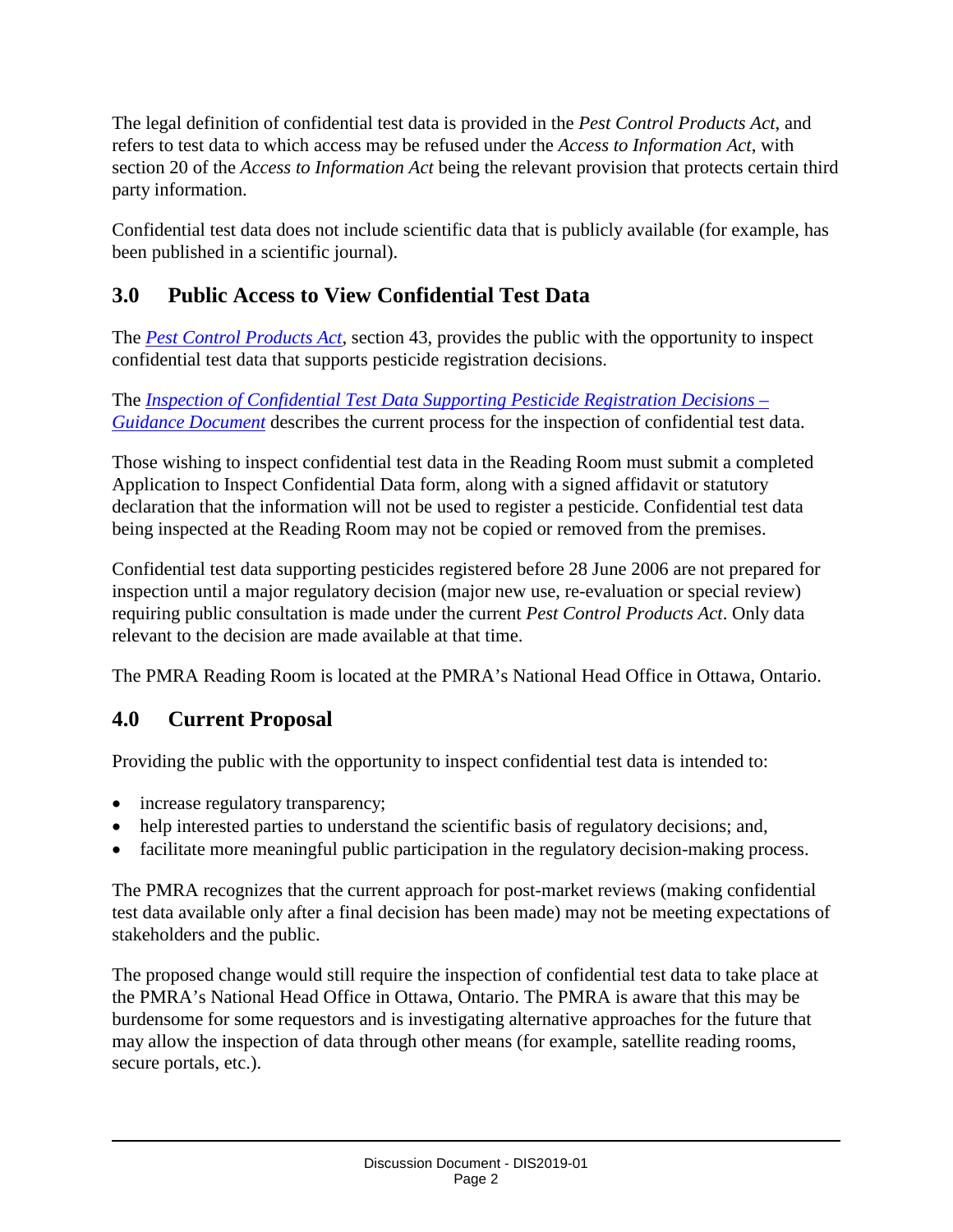The legal definition of confidential test data is provided in the *Pest Control Products Act*, and refers to test data to which access may be refused under the *Access to Information Act*, with section 20 of the *Access to Information Act* being the relevant provision that protects certain third party information.

Confidential test data does not include scientific data that is publicly available (for example, has been published in a scientific journal).

## 3.0 Public Access to View Confidential Test Data

The *Pest Control Products Act*, section 43, provides the public with the opportunity to inspect confidential test data that supports pesticide registration decisions.

The *Inspection of Confidential Test Data Supporting Pesticide Registration Decisions – Guidance Document* describes the current process for the inspection of confidential test data.

Those wishing to inspect confidential test data in the Reading Room must submit a completed Application to Inspect Confidential Data form, along with a signed affidavit or statutory declaration that the information will not be used to register a pesticide. Confidential test data being inspected at the Reading Room may not be copied or removed from the premises.

Confidential test data supporting pesticides registered before 28 June 2006 are not prepared for inspection until a major regulatory decision (major new use, re-evaluation or special review) requiring public consultation is made under the current *Pest Control Products Act*. Only data relevant to the decision are made available at that time.

The PMRA Reading Room is located at the PMRA's National Head Office in Ottawa, Ontario.

## 4.0 Current Proposal

Providing the public with the opportunity to inspect confidential test data is intended to:

- increase regulatory transparency;
- help interested parties to understand the scientific basis of regulatory decisions; and,
- facilitate more meaningful public participation in the regulatory decision-making process.

The PMRA recognizes that the current approach for post-market reviews (making confidential test data available only after a final decision has been made) may not be meeting expectations of stakeholders and the public.

The proposed change would still require the inspection of confidential test data to take place at the PMRA's National Head Office in Ottawa, Ontario. The PMRA is aware that this may be burdensome for some requestors and is investigating alternative approaches for the future that may allow the inspection of data through other means (for example, satellite reading rooms, secure portals, etc.).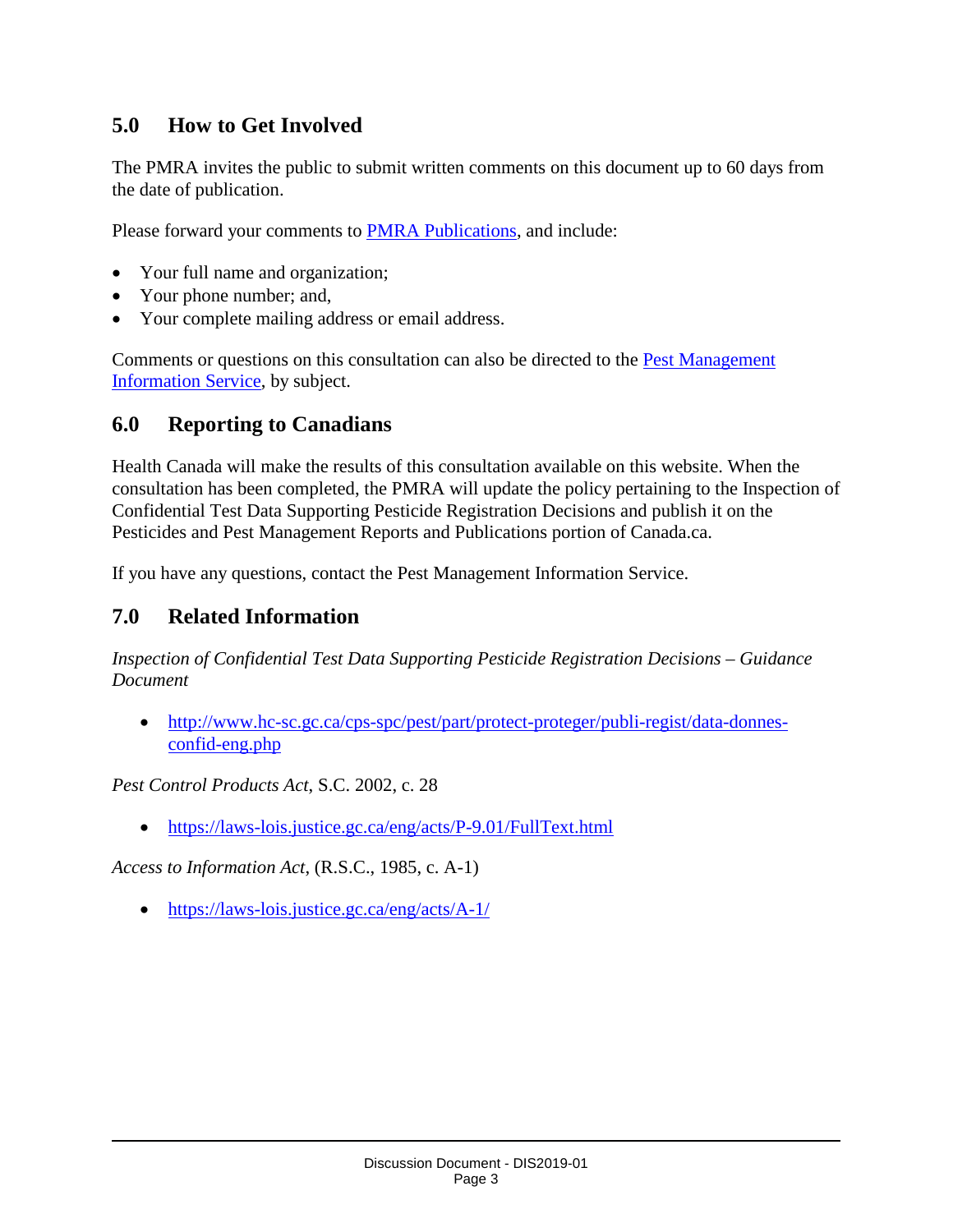## 5.0 How to Get Involved

The PMRA invites the public to submit written comments on this document up to 60 days from the date of publication.

Please forward your comments to PMRA Publications, and include:

- Your full name and organization;
- Your phone number; and,
- Your complete mailing address or email address.

Comments or questions on this consultation can also be directed to the Pest Management Information Service, by subject.

## 6.0 Reporting to Canadians

Health Canada will make the results of this consultation available on this website. When the consultation has been completed, the PMRA will update the policy pertaining to the Inspection of Confidential Test Data Supporting Pesticide Registration Decisions and publish it on the Pesticides and Pest Management Reports and Publications portion of Canada.ca.

If you have any questions, contact the Pest Management Information Service.

## 7.0 Related Information

*Inspection of Confidential Test Data Supporting Pesticide Registration Decisions – Guidance Document*

- http://www.hc-sc.gc.ca/cps-spc/pest/part/protect-proteger/publi-regist/data-donnes-confid-eng.php

*Pest Control Products Act*, S.C. 2002, c. 28

- https://laws-lois.justice.gc.ca/eng/acts/P-9.01/FullText.html

*Access to Information Act*, (R.S.C., 1985, c. A-1)

- https://laws-lois.justice.gc.ca/eng/acts/A-1/